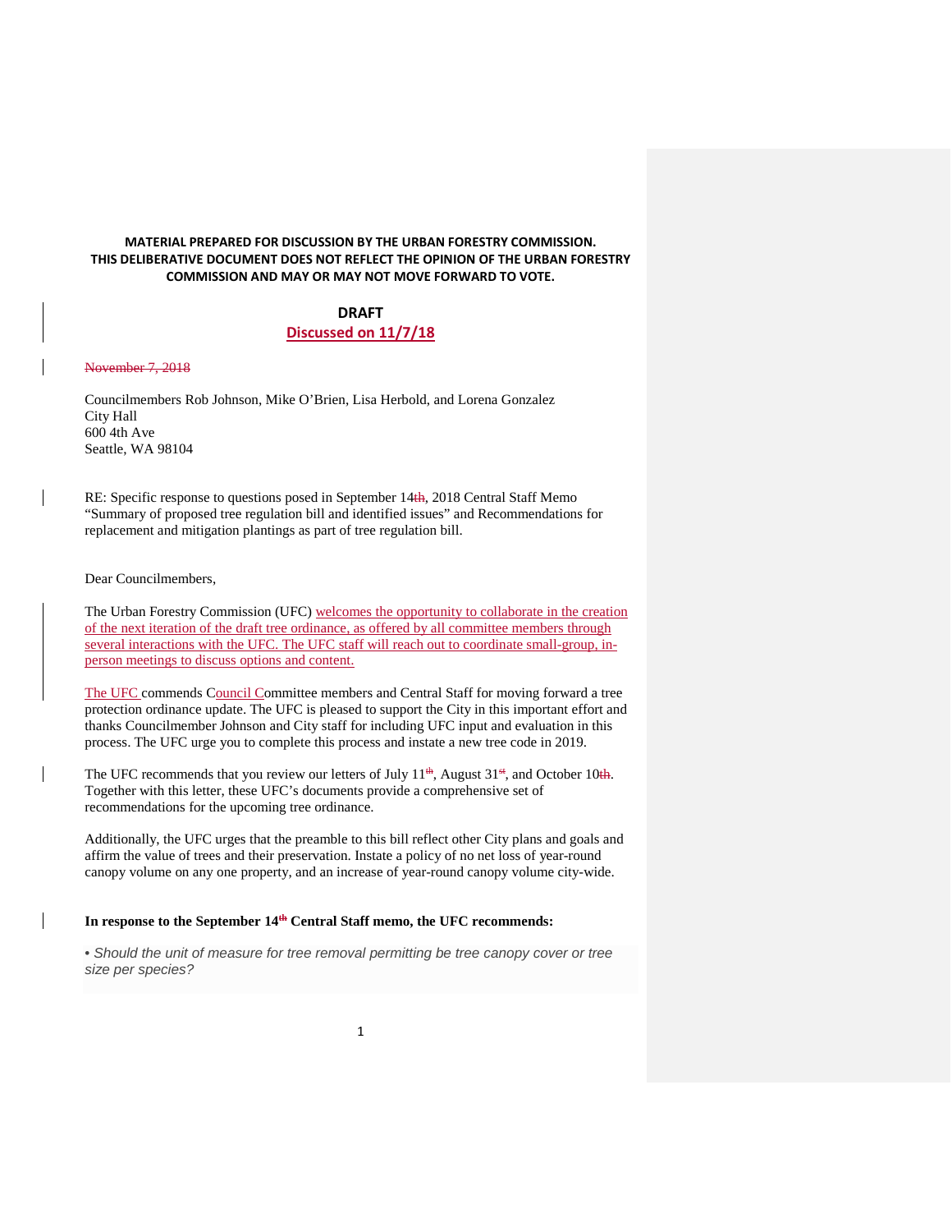**MATERIAL PREPARED FOR DISCUSSION BY THE URBAN FORESTRY COMMISSION. THIS DELIBERATIVE DOCUMENT DOES NOT REFLECT THE OPINION OF THE URBAN FORESTRY COMMISSION AND MAY OR MAY NOT MOVE FORWARD TO VOTE.**

**DRAFT**

**Discussed on 11/7/18**

~~November 7, 2018~~

Councilmembers Rob Johnson, Mike O'Brien, Lisa Herbold, and Lorena Gonzalez
City Hall
600 4th Ave
Seattle, WA 98104

RE: Specific response to questions posed in September 14~~th~~, 2018 Central Staff Memo "Summary of proposed tree regulation bill and identified issues" and Recommendations for replacement and mitigation plantings as part of tree regulation bill.

Dear Councilmembers,

The Urban Forestry Commission (UFC) welcomes the opportunity to collaborate in the creation of the next iteration of the draft tree ordinance, as offered by all committee members through several interactions with the UFC. The UFC staff will reach out to coordinate small-group, in-person meetings to discuss options and content.

The UFC commends Council Committee members and Central Staff for moving forward a tree protection ordinance update. The UFC is pleased to support the City in this important effort and thanks Councilmember Johnson and City staff for including UFC input and evaluation in this process. The UFC urge you to complete this process and instate a new tree code in 2019.

The UFC recommends that you review our letters of July 11~~th~~, August 31~~st~~, and October 10~~th~~. Together with this letter, these UFC's documents provide a comprehensive set of recommendations for the upcoming tree ordinance.

Additionally, the UFC urges that the preamble to this bill reflect other City plans and goals and affirm the value of trees and their preservation. Instate a policy of no net loss of year-round canopy volume on any one property, and an increase of year-round canopy volume city-wide.

**In response to the September 14~~th~~ Central Staff memo, the UFC recommends:**

• *Should the unit of measure for tree removal permitting be tree canopy cover or tree size per species?*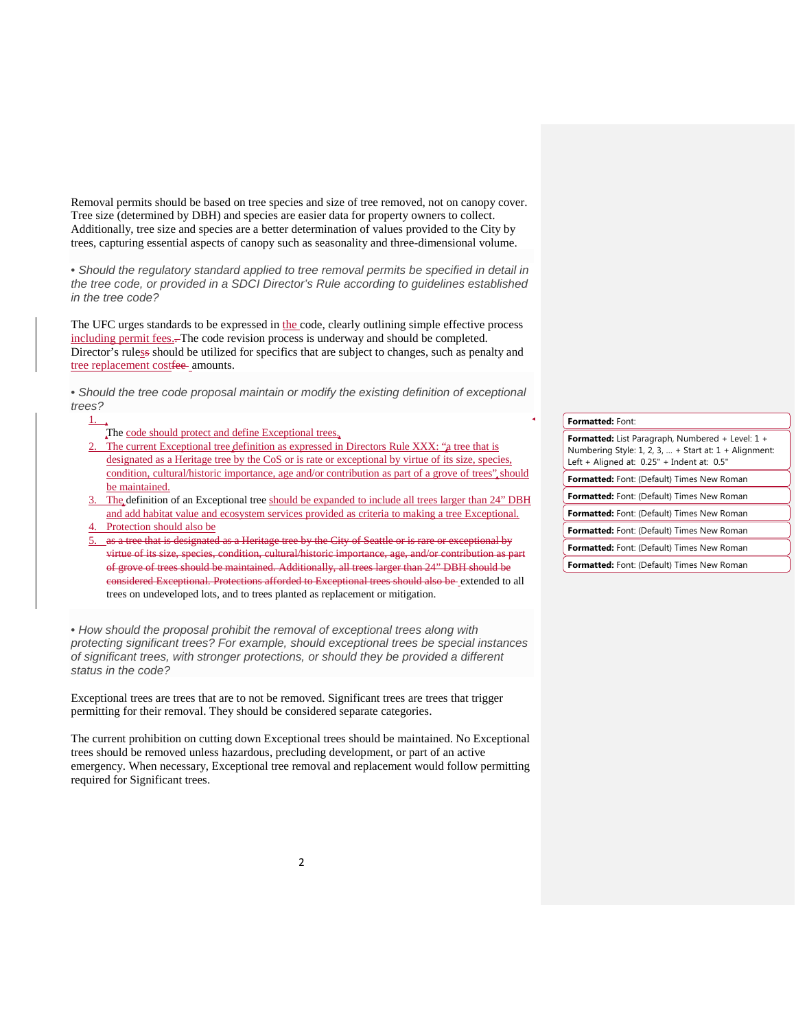Removal permits should be based on tree species and size of tree removed, not on canopy cover. Tree size (determined by DBH) and species are easier data for property owners to collect. Additionally, tree size and species are a better determination of values provided to the City by trees, capturing essential aspects of canopy such as seasonality and three-dimensional volume.

*• Should the regulatory standard applied to tree removal permits be specified in detail in the tree code, or provided in a SDCI Director's Rule according to guidelines established in the tree code?*

The UFC urges standards to be expressed in the code, clearly outlining simple effective process including permit fees.~~.~~ The code revision process is underway and should be completed. Director's rules~~s~~ should be utilized for specifics that are subject to changes, such as penalty and tree replacement cost~~fee~~ amounts.

*• Should the tree code proposal maintain or modify the existing definition of exceptional trees?*

1. The code should protect and define Exceptional trees.
2. The current Exceptional tree definition as expressed in Directors Rule XXX: "a tree that is designated as a Heritage tree by the CoS or is rate or exceptional by virtue of its size, species, condition, cultural/historic importance, age and/or contribution as part of a grove of trees" should be maintained.
3. The definition of an Exceptional tree should be expanded to include all trees larger than 24" DBH and add habitat value and ecosystem services provided as criteria to making a tree Exceptional.
4. Protection should also be
5. ~~as a tree that is designated as a Heritage tree by the City of Seattle or is rare or exceptional by virtue of its size, species, condition, cultural/historic importance, age, and/or contribution as part of grove of trees should be maintained. Additionally, all trees larger than 24" DBH should be considered Exceptional. Protections afforded to Exceptional trees should also be~~ extended to all trees on undeveloped lots, and to trees planted as replacement or mitigation.

*• How should the proposal prohibit the removal of exceptional trees along with protecting significant trees? For example, should exceptional trees be special instances of significant trees, with stronger protections, or should they be provided a different status in the code?*

Exceptional trees are trees that are to not be removed. Significant trees are trees that trigger permitting for their removal. They should be considered separate categories.

The current prohibition on cutting down Exceptional trees should be maintained. No Exceptional trees should be removed unless hazardous, precluding development, or part of an active emergency. When necessary, Exceptional tree removal and replacement would follow permitting required for Significant trees.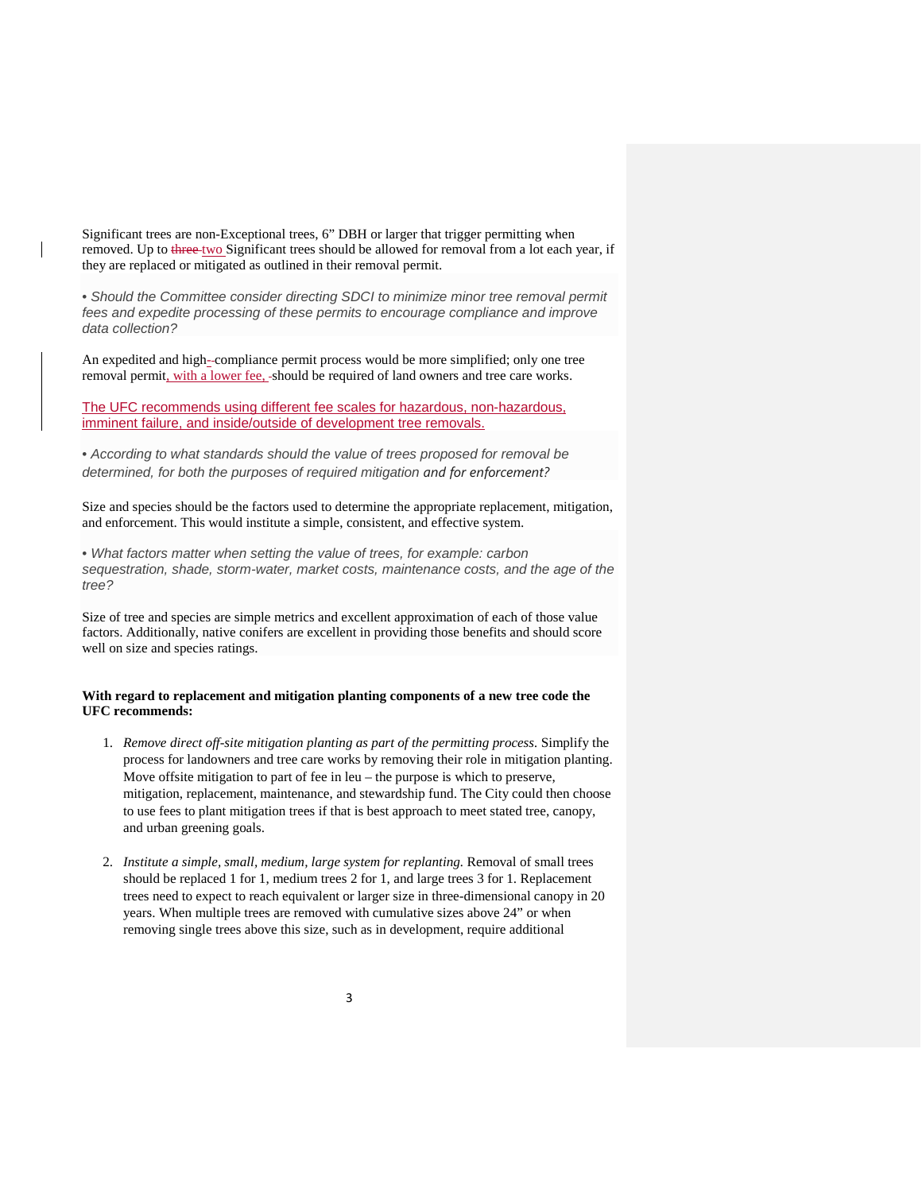Significant trees are non-Exceptional trees, 6" DBH or larger that trigger permitting when removed. Up to ~~three~~ two Significant trees should be allowed for removal from a lot each year, if they are replaced or mitigated as outlined in their removal permit.

• *Should the Committee consider directing SDCI to minimize minor tree removal permit fees and expedite processing of these permits to encourage compliance and improve data collection?*

An expedited and high-compliance permit process would be more simplified; only one tree removal permit, with a lower fee, should be required of land owners and tree care works.

The UFC recommends using different fee scales for hazardous, non-hazardous, imminent failure, and inside/outside of development tree removals.

• *According to what standards should the value of trees proposed for removal be determined, for both the purposes of required mitigation and for enforcement?*

Size and species should be the factors used to determine the appropriate replacement, mitigation, and enforcement. This would institute a simple, consistent, and effective system.

• *What factors matter when setting the value of trees, for example: carbon sequestration, shade, storm-water, market costs, maintenance costs, and the age of the tree?*

Size of tree and species are simple metrics and excellent approximation of each of those value factors. Additionally, native conifers are excellent in providing those benefits and should score well on size and species ratings.

**With regard to replacement and mitigation planting components of a new tree code the UFC recommends:**

1. *Remove direct off-site mitigation planting as part of the permitting process.* Simplify the process for landowners and tree care works by removing their role in mitigation planting. Move offsite mitigation to part of fee in leu – the purpose is which to preserve, mitigation, replacement, maintenance, and stewardship fund. The City could then choose to use fees to plant mitigation trees if that is best approach to meet stated tree, canopy, and urban greening goals.

2. *Institute a simple, small, medium, large system for replanting.* Removal of small trees should be replaced 1 for 1, medium trees 2 for 1, and large trees 3 for 1. Replacement trees need to expect to reach equivalent or larger size in three-dimensional canopy in 20 years. When multiple trees are removed with cumulative sizes above 24" or when removing single trees above this size, such as in development, require additional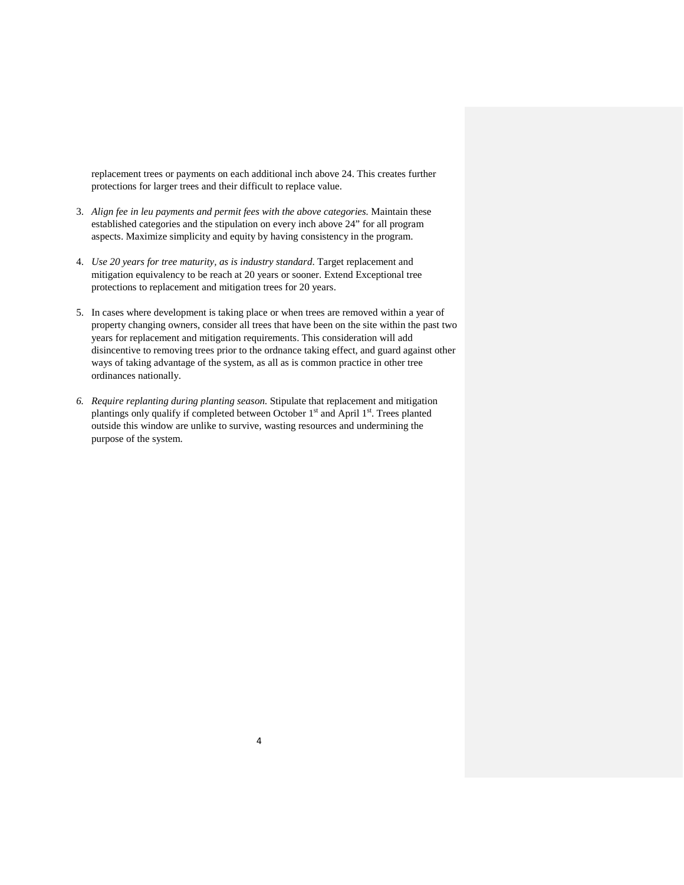replacement trees or payments on each additional inch above 24. This creates further protections for larger trees and their difficult to replace value.

3. *Align fee in leu payments and permit fees with the above categories.* Maintain these established categories and the stipulation on every inch above 24" for all program aspects. Maximize simplicity and equity by having consistency in the program.

4. *Use 20 years for tree maturity, as is industry standard*. Target replacement and mitigation equivalency to be reach at 20 years or sooner. Extend Exceptional tree protections to replacement and mitigation trees for 20 years.

5. In cases where development is taking place or when trees are removed within a year of property changing owners, consider all trees that have been on the site within the past two years for replacement and mitigation requirements. This consideration will add disincentive to removing trees prior to the ordnance taking effect, and guard against other ways of taking advantage of the system, as all as is common practice in other tree ordinances nationally.

6. *Require replanting during planting season.* Stipulate that replacement and mitigation plantings only qualify if completed between October 1st and April 1st. Trees planted outside this window are unlike to survive, wasting resources and undermining the purpose of the system.